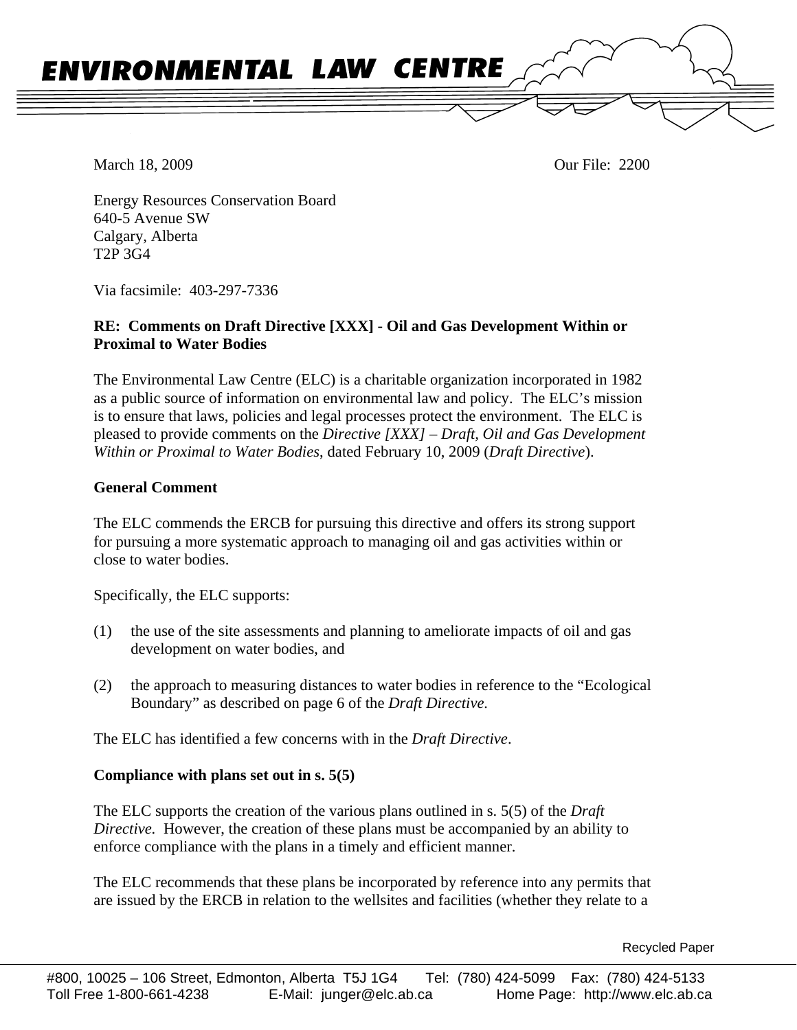# ENVIRONMENTAL LAW CENTRE

March 18, 2009 Our File: 2200

Energy Resources Conservation Board
640-5 Avenue SW
Calgary, Alberta
T2P 3G4

Via facsimile: 403-297-7336

**RE: Comments on Draft Directive [XXX] - Oil and Gas Development Within or Proximal to Water Bodies**

The Environmental Law Centre (ELC) is a charitable organization incorporated in 1982 as a public source of information on environmental law and policy. The ELC's mission is to ensure that laws, policies and legal processes protect the environment. The ELC is pleased to provide comments on the *Directive [XXX] – Draft, Oil and Gas Development Within or Proximal to Water Bodies*, dated February 10, 2009 (*Draft Directive*).

**General Comment**

The ELC commends the ERCB for pursuing this directive and offers its strong support for pursuing a more systematic approach to managing oil and gas activities within or close to water bodies.

Specifically, the ELC supports:

(1) the use of the site assessments and planning to ameliorate impacts of oil and gas development on water bodies, and

(2) the approach to measuring distances to water bodies in reference to the "Ecological Boundary" as described on page 6 of the *Draft Directive.*

The ELC has identified a few concerns with in the *Draft Directive*.

**Compliance with plans set out in s. 5(5)**

The ELC supports the creation of the various plans outlined in s. 5(5) of the *Draft Directive.* However, the creation of these plans must be accompanied by an ability to enforce compliance with the plans in a timely and efficient manner.

The ELC recommends that these plans be incorporated by reference into any permits that are issued by the ERCB in relation to the wellsites and facilities (whether they relate to a

Recycled Paper

#800, 10025 – 106 Street, Edmonton, Alberta T5J 1G4 Tel: (780) 424-5099 Fax: (780) 424-5133
Toll Free 1-800-661-4238 E-Mail: junger@elc.ab.ca Home Page: http://www.elc.ab.ca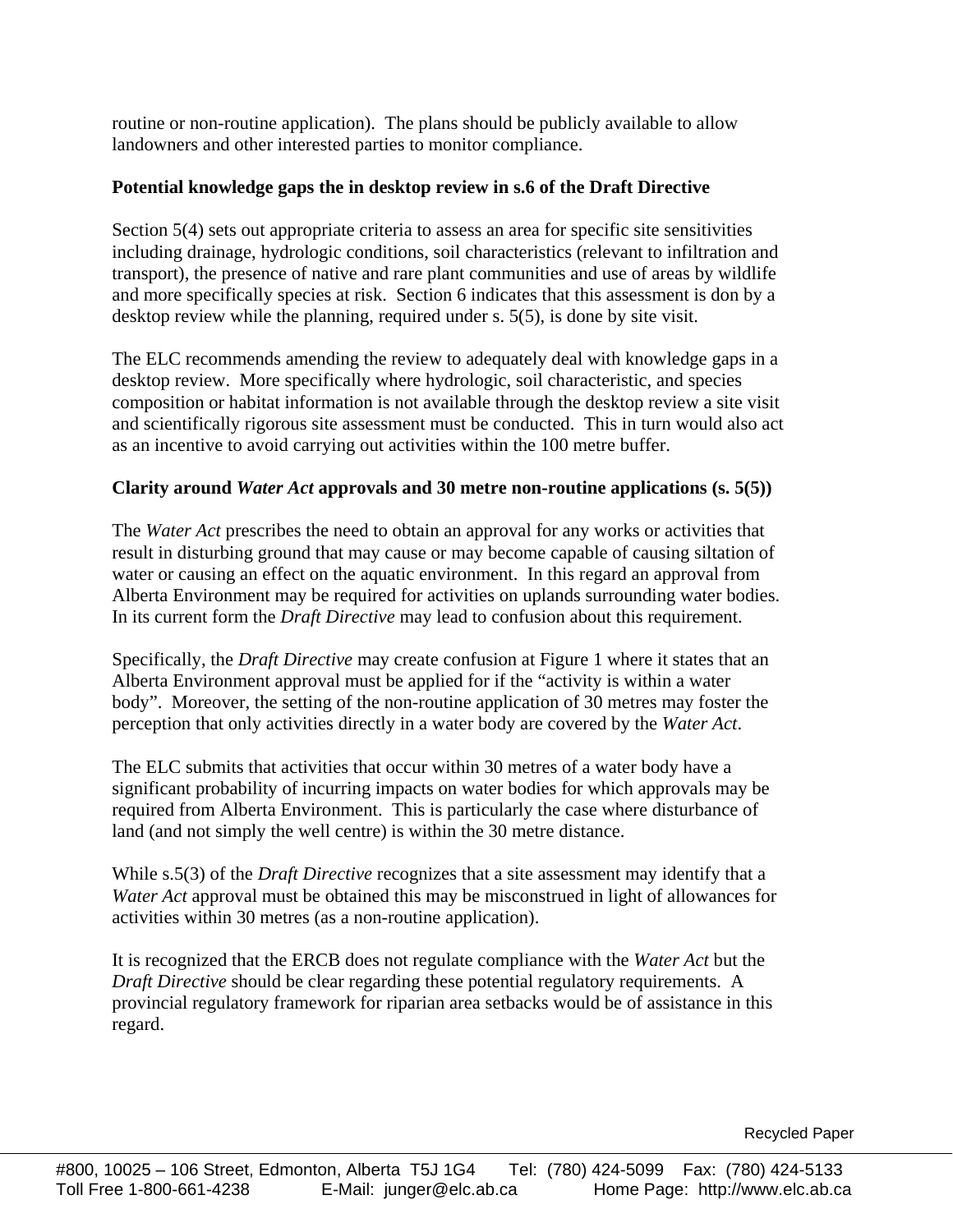routine or non-routine application). The plans should be publicly available to allow landowners and other interested parties to monitor compliance.

**Potential knowledge gaps the in desktop review in s.6 of the Draft Directive**

Section 5(4) sets out appropriate criteria to assess an area for specific site sensitivities including drainage, hydrologic conditions, soil characteristics (relevant to infiltration and transport), the presence of native and rare plant communities and use of areas by wildlife and more specifically species at risk. Section 6 indicates that this assessment is don by a desktop review while the planning, required under s. 5(5), is done by site visit.

The ELC recommends amending the review to adequately deal with knowledge gaps in a desktop review. More specifically where hydrologic, soil characteristic, and species composition or habitat information is not available through the desktop review a site visit and scientifically rigorous site assessment must be conducted. This in turn would also act as an incentive to avoid carrying out activities within the 100 metre buffer.

**Clarity around *Water Act* approvals and 30 metre non-routine applications (s. 5(5))**

The *Water Act* prescribes the need to obtain an approval for any works or activities that result in disturbing ground that may cause or may become capable of causing siltation of water or causing an effect on the aquatic environment. In this regard an approval from Alberta Environment may be required for activities on uplands surrounding water bodies. In its current form the *Draft Directive* may lead to confusion about this requirement.

Specifically, the *Draft Directive* may create confusion at Figure 1 where it states that an Alberta Environment approval must be applied for if the "activity is within a water body". Moreover, the setting of the non-routine application of 30 metres may foster the perception that only activities directly in a water body are covered by the *Water Act*.

The ELC submits that activities that occur within 30 metres of a water body have a significant probability of incurring impacts on water bodies for which approvals may be required from Alberta Environment. This is particularly the case where disturbance of land (and not simply the well centre) is within the 30 metre distance.

While s.5(3) of the *Draft Directive* recognizes that a site assessment may identify that a *Water Act* approval must be obtained this may be misconstrued in light of allowances for activities within 30 metres (as a non-routine application).

It is recognized that the ERCB does not regulate compliance with the *Water Act* but the *Draft Directive* should be clear regarding these potential regulatory requirements. A provincial regulatory framework for riparian area setbacks would be of assistance in this regard.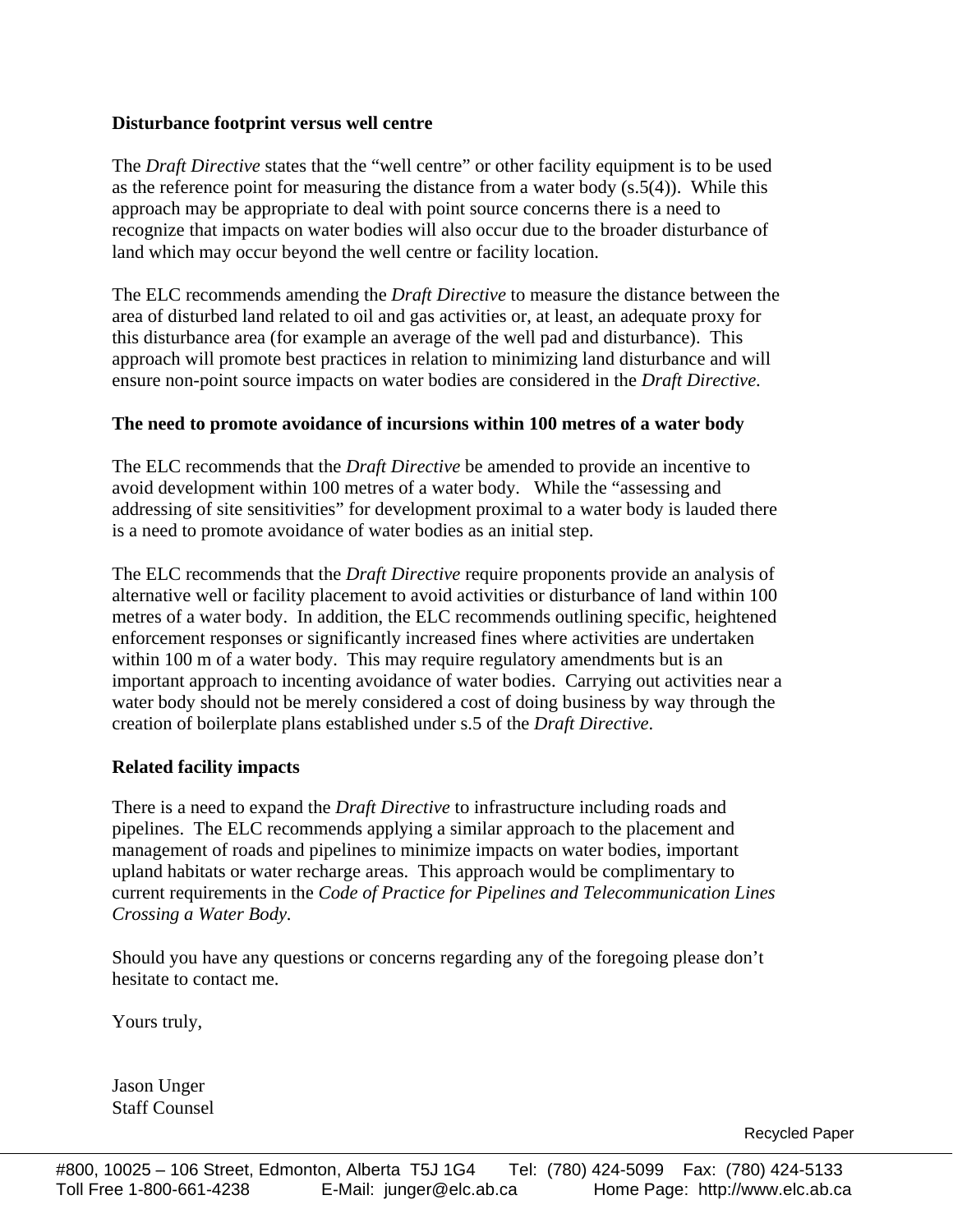**Disturbance footprint versus well centre**

The *Draft Directive* states that the "well centre" or other facility equipment is to be used as the reference point for measuring the distance from a water body (s.5(4)). While this approach may be appropriate to deal with point source concerns there is a need to recognize that impacts on water bodies will also occur due to the broader disturbance of land which may occur beyond the well centre or facility location.

The ELC recommends amending the *Draft Directive* to measure the distance between the area of disturbed land related to oil and gas activities or, at least, an adequate proxy for this disturbance area (for example an average of the well pad and disturbance). This approach will promote best practices in relation to minimizing land disturbance and will ensure non-point source impacts on water bodies are considered in the *Draft Directive*.

**The need to promote avoidance of incursions within 100 metres of a water body**

The ELC recommends that the *Draft Directive* be amended to provide an incentive to avoid development within 100 metres of a water body. While the "assessing and addressing of site sensitivities" for development proximal to a water body is lauded there is a need to promote avoidance of water bodies as an initial step.

The ELC recommends that the *Draft Directive* require proponents provide an analysis of alternative well or facility placement to avoid activities or disturbance of land within 100 metres of a water body. In addition, the ELC recommends outlining specific, heightened enforcement responses or significantly increased fines where activities are undertaken within 100 m of a water body. This may require regulatory amendments but is an important approach to incenting avoidance of water bodies. Carrying out activities near a water body should not be merely considered a cost of doing business by way through the creation of boilerplate plans established under s.5 of the *Draft Directive*.

**Related facility impacts**

There is a need to expand the *Draft Directive* to infrastructure including roads and pipelines. The ELC recommends applying a similar approach to the placement and management of roads and pipelines to minimize impacts on water bodies, important upland habitats or water recharge areas. This approach would be complimentary to current requirements in the *Code of Practice for Pipelines and Telecommunication Lines Crossing a Water Body*.

Should you have any questions or concerns regarding any of the foregoing please don't hesitate to contact me.

Yours truly,

Jason Unger
Staff Counsel

Recycled Paper

#800, 10025 – 106 Street, Edmonton, Alberta T5J 1G4 Tel: (780) 424-5099 Fax: (780) 424-5133
Toll Free 1-800-661-4238 E-Mail: junger@elc.ab.ca Home Page: http://www.elc.ab.ca